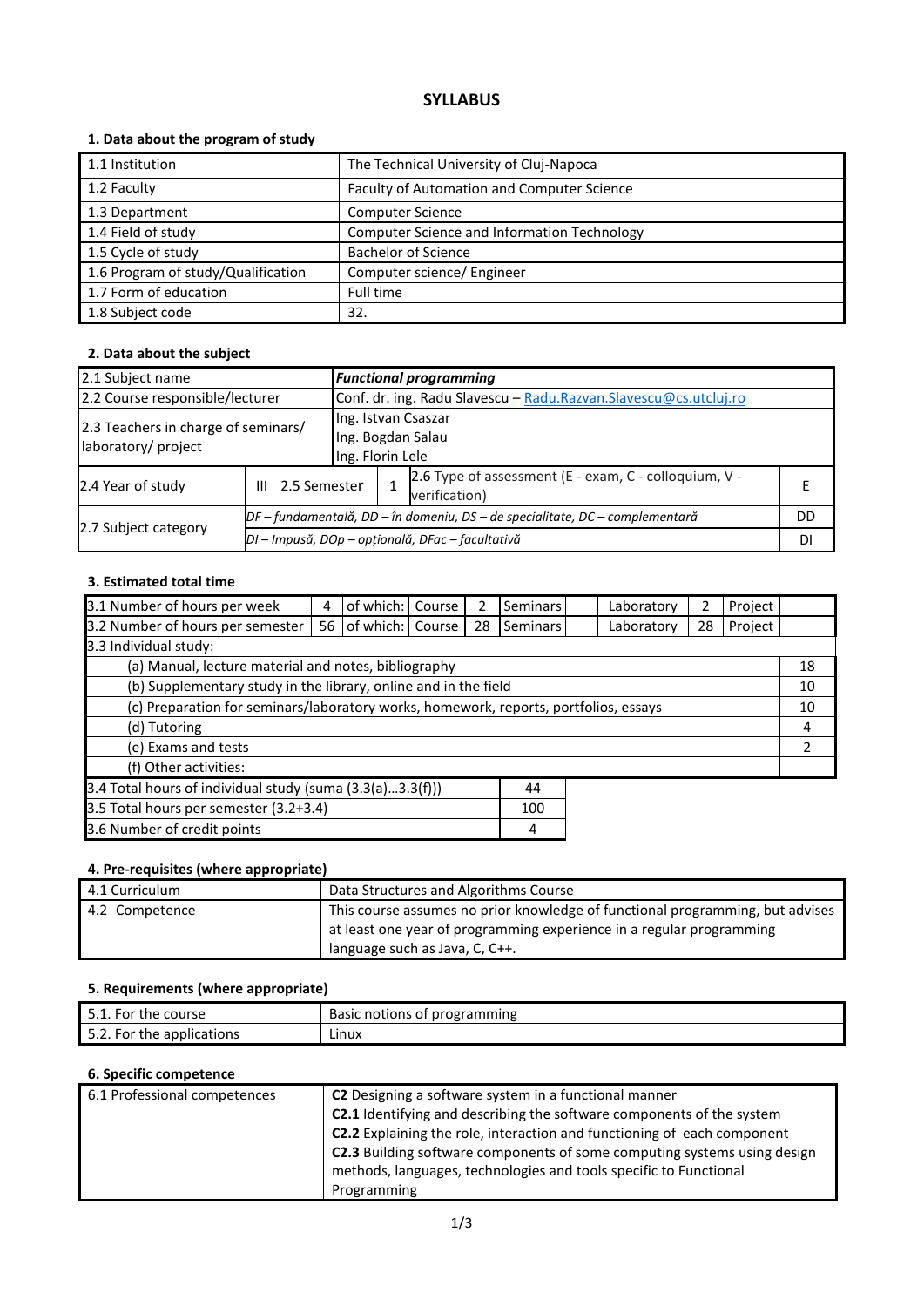## SYLLABUS

### 1. Data about the program of study

| | |
|---|---|
| 1.1 Institution | The Technical University of Cluj-Napoca |
| 1.2 Faculty | Faculty of Automation and Computer Science |
| 1.3 Department | Computer Science |
| 1.4 Field of study | Computer Science and Information Technology |
| 1.5 Cycle of study | Bachelor of Science |
| 1.6 Program of study/Qualification | Computer science/ Engineer |
| 1.7 Form of education | Full time |
| 1.8 Subject code | 32. |

### 2. Data about the subject

| | | | | | |
|---|---|---|---|---|---|
| 2.1 Subject name | ***Functional programming*** | | | | |
| 2.2 Course responsible/lecturer | Conf. dr. ing. Radu Slavescu – Radu.Razvan.Slavescu@cs.utcluj.ro | | | | |
| 2.3 Teachers in charge of seminars/ laboratory/ project | Ing. Istvan Csaszar<br>Ing. Bogdan Salau<br>Ing. Florin Lele | | | | |
| 2.4 Year of study | III | 2.5 Semester | 1 | 2.6 Type of assessment (E - exam, C - colloquium, V - verification) | E |
| 2.7 Subject category | *DF – fundamentală, DD – în domeniu, DS – de specialitate, DC – complementară* | | | | DD |
| | *DI – Impusă, DOp – opțională, DFac – facultativă* | | | | DI |

### 3. Estimated total time

| | | | | | | | | | | |
|---|---|---|---|---|---|---|---|---|---|---|
| 3.1 Number of hours per week | 4 | of which: | Course | 2 | Seminars | | Laboratory | 2 | Project | |
| 3.2 Number of hours per semester | 56 | of which: | Course | 28 | Seminars | | Laboratory | 28 | Project | |
| 3.3 Individual study: | | | | | | | | | | |
| (a) Manual, lecture material and notes, bibliography | | | | | | | | | | 18 |
| (b) Supplementary study in the library, online and in the field | | | | | | | | | | 10 |
| (c) Preparation for seminars/laboratory works, homework, reports, portfolios, essays | | | | | | | | | | 10 |
| (d) Tutoring | | | | | | | | | | 4 |
| (e) Exams and tests | | | | | | | | | | 2 |
| (f) Other activities: | | | | | | | | | | |

| | |
|---|---|
| 3.4 Total hours of individual study (suma (3.3(a)…3.3(f))) | 44 |
| 3.5 Total hours per semester (3.2+3.4) | 100 |
| 3.6 Number of credit points | 4 |

### 4. Pre-requisites (where appropriate)

| | |
|---|---|
| 4.1 Curriculum | Data Structures and Algorithms Course |
| 4.2 Competence | This course assumes no prior knowledge of functional programming, but advises at least one year of programming experience in a regular programming language such as Java, C, C++. |

### 5. Requirements (where appropriate)

| | |
|---|---|
| 5.1. For the course | Basic notions of programming |
| 5.2. For the applications | Linux |

### 6. Specific competence

| | |
|---|---|
| 6.1 Professional competences | **C2** Designing a software system in a functional manner<br>**C2.1** Identifying and describing the software components of the system<br>**C2.2** Explaining the role, interaction and functioning of each component<br>**C2.3** Building software components of some computing systems using design methods, languages, technologies and tools specific to Functional Programming |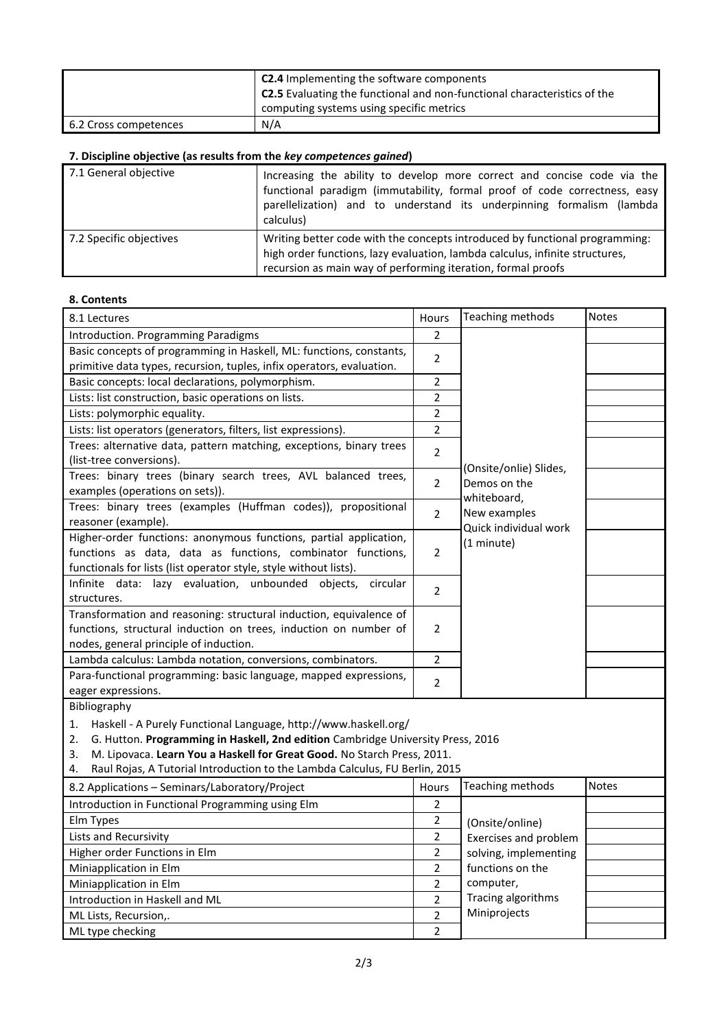| | |
|---|---|
| | **C2.4** Implementing the software components<br>**C2.5** Evaluating the functional and non-functional characteristics of the computing systems using specific metrics |
| 6.2 Cross competences | N/A |

### 7. Discipline objective (as results from the *key competences gained*)

| | |
|---|---|
| 7.1 General objective | Increasing the ability to develop more correct and concise code via the functional paradigm (immutability, formal proof of code correctness, easy parellelization) and to understand its underpinning formalism (lambda calculus) |
| 7.2 Specific objectives | Writing better code with the concepts introduced by functional programming: high order functions, lazy evaluation, lambda calculus, infinite structures, recursion as main way of performing iteration, formal proofs |

### 8. Contents

| 8.1 Lectures | Hours | Teaching methods | Notes |
|---|---|---|---|
| Introduction. Programming Paradigms | 2 | (Onsite/onlie) Slides, Demos on the whiteboard, New examples Quick individual work (1 minute) | |
| Basic concepts of programming in Haskell, ML: functions, constants, primitive data types, recursion, tuples, infix operators, evaluation. | 2 | | |
| Basic concepts: local declarations, polymorphism. | 2 | | |
| Lists: list construction, basic operations on lists. | 2 | | |
| Lists: polymorphic equality. | 2 | | |
| Lists: list operators (generators, filters, list expressions). | 2 | | |
| Trees: alternative data, pattern matching, exceptions, binary trees (list-tree conversions). | 2 | | |
| Trees: binary trees (binary search trees, AVL balanced trees, examples (operations on sets)). | 2 | | |
| Trees: binary trees (examples (Huffman codes)), propositional reasoner (example). | 2 | | |
| Higher-order functions: anonymous functions, partial application, functions as data, data as functions, combinator functions, functionals for lists (list operator style, style without lists). | 2 | | |
| Infinite data: lazy evaluation, unbounded objects, circular structures. | 2 | | |
| Transformation and reasoning: structural induction, equivalence of functions, structural induction on trees, induction on number of nodes, general principle of induction. | 2 | | |
| Lambda calculus: Lambda notation, conversions, combinators. | 2 | | |
| Para-functional programming: basic language, mapped expressions, eager expressions. | 2 | | |

Bibliography

1. Haskell - A Purely Functional Language, http://www.haskell.org/
2. G. Hutton. **Programming in Haskell, 2nd edition** Cambridge University Press, 2016
3. M. Lipovaca. **Learn You a Haskell for Great Good.** No Starch Press, 2011.
4. Raul Rojas, A Tutorial Introduction to the Lambda Calculus, FU Berlin, 2015

| 8.2 Applications – Seminars/Laboratory/Project | Hours | Teaching methods | Notes |
|---|---|---|---|
| Introduction in Functional Programming using Elm | 2 | (Onsite/online) Exercises and problem solving, implementing functions on the computer, Tracing algorithms Miniprojects | |
| Elm Types | 2 | | |
| Lists and Recursivity | 2 | | |
| Higher order Functions in Elm | 2 | | |
| Miniapplication in Elm | 2 | | |
| Miniapplication in Elm | 2 | | |
| Introduction in Haskell and ML | 2 | | |
| ML Lists, Recursion,. | 2 | | |
| ML type checking | 2 | | |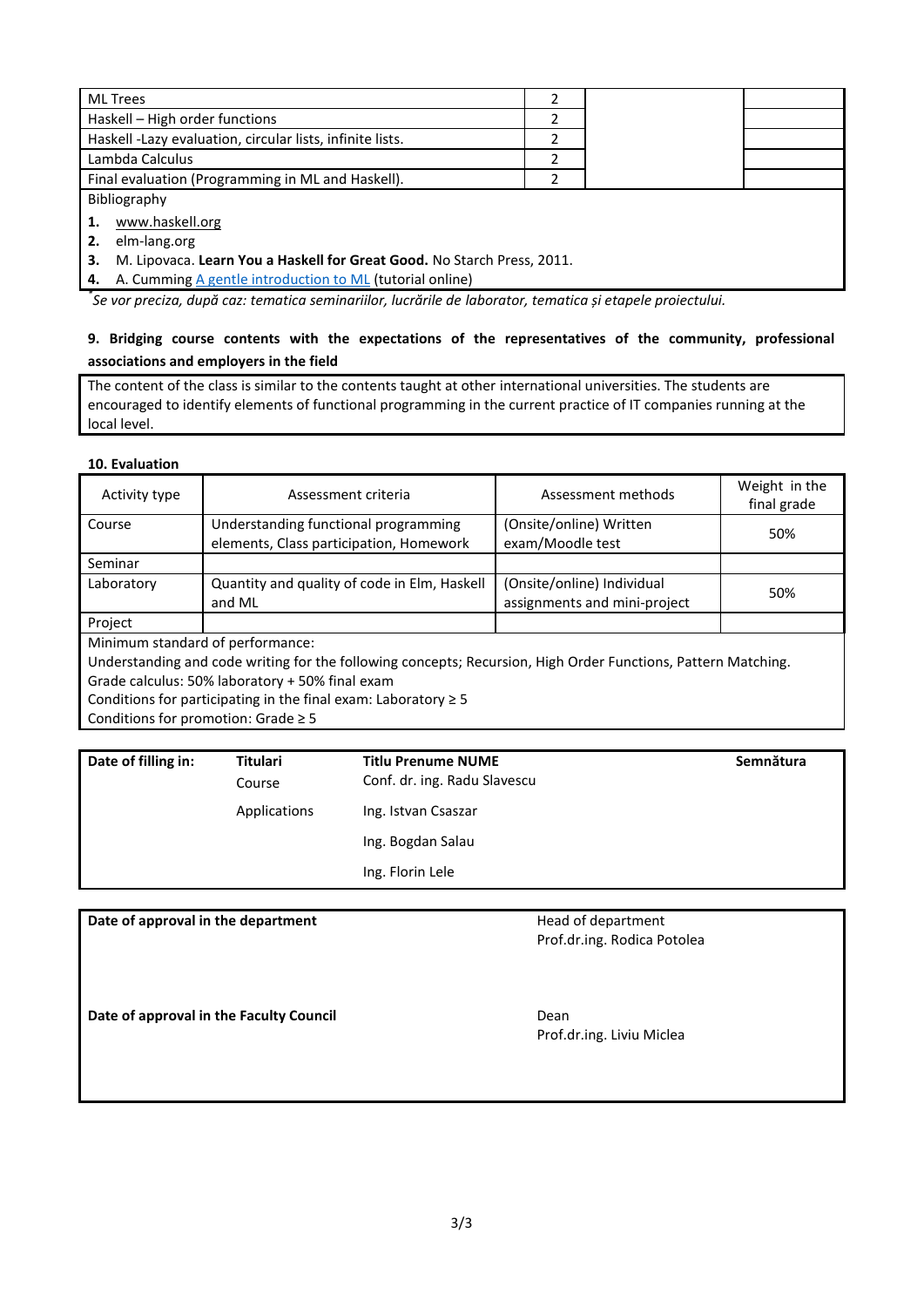| | | | |
|---|---|---|---|
| ML Trees | 2 | | |
| Haskell – High order functions | 2 | | |
| Haskell -Lazy evaluation, circular lists, infinite lists. | 2 | | |
| Lambda Calculus | 2 | | |
| Final evaluation (Programming in ML and Haskell). | 2 | | |

Bibliography

1. www.haskell.org
2. elm-lang.org
3. M. Lipovaca. **Learn You a Haskell for Great Good.** No Starch Press, 2011.
4. A. Cumming A gentle introduction to ML (tutorial online)

*Se vor preciza, după caz: tematica seminariilor, lucrările de laborator, tematica și etapele proiectului.*

### 9. Bridging course contents with the expectations of the representatives of the community, professional associations and employers in the field

The content of the class is similar to the contents taught at other international universities. The students are encouraged to identify elements of functional programming in the current practice of IT companies running at the local level.

### 10. Evaluation

| Activity type | Assessment criteria | Assessment methods | Weight in the final grade |
|---|---|---|---|
| Course | Understanding functional programming elements, Class participation, Homework | (Onsite/online) Written exam/Moodle test | 50% |
| Seminar | | | |
| Laboratory | Quantity and quality of code in Elm, Haskell and ML | (Onsite/online) Individual assignments and mini-project | 50% |
| Project | | | |

Minimum standard of performance:
Understanding and code writing for the following concepts; Recursion, High Order Functions, Pattern Matching.
Grade calculus: 50% laboratory + 50% final exam
Conditions for participating in the final exam: Laboratory ≥ 5
Conditions for promotion: Grade ≥ 5

| Date of filling in: | Titulari | Titlu Prenume NUME | Semnătura |
|---|---|---|---|
| | Course | Conf. dr. ing. Radu Slavescu | |
| | Applications | Ing. Istvan Csaszar | |
| | | Ing. Bogdan Salau | |
| | | Ing. Florin Lele | |

| | |
|---|---|
| **Date of approval in the department** | Head of department<br>Prof.dr.ing. Rodica Potolea |
| **Date of approval in the Faculty Council** | Dean<br>Prof.dr.ing. Liviu Miclea |